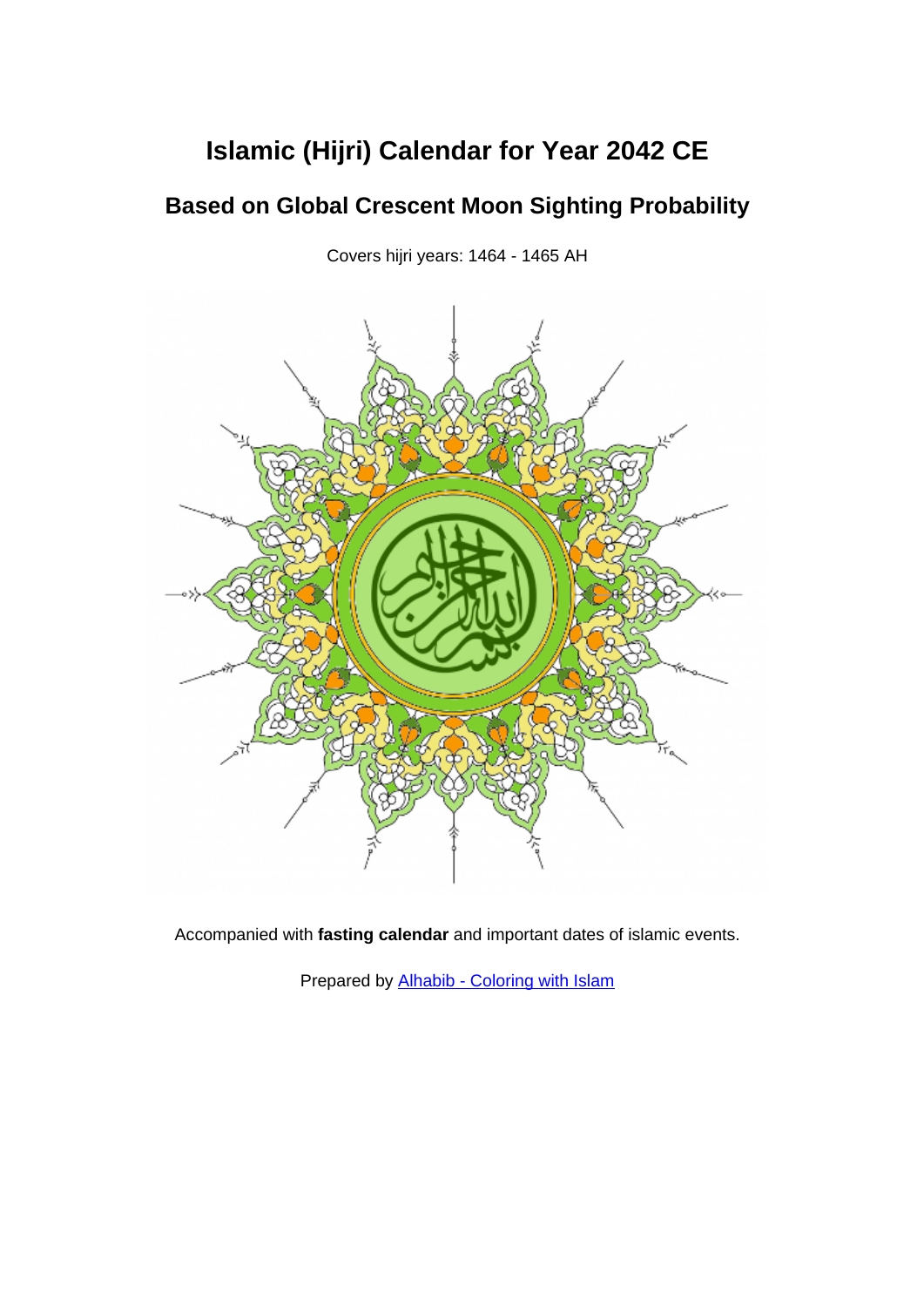# Islamic (Hijri) Calendar for Year 2042 CE

## Based on Global Crescent Moon Sighting Probability

Covers hijri years: 1464 - 1465 AH

Accompanied with **fasting calendar** and important dates of islamic events.

Prepared by [Alhabib - Coloring with Islam]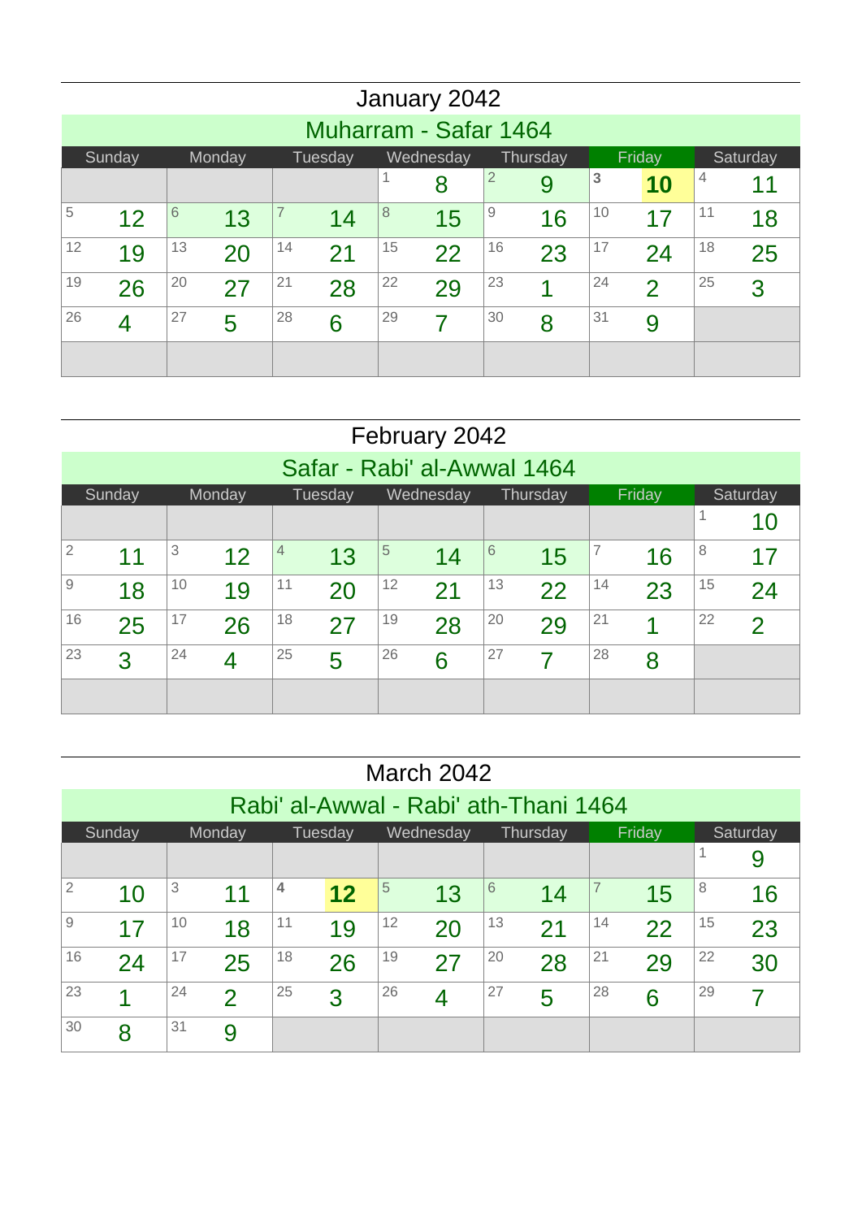## January 2042

### Muharram - Safar 1464

| Sunday | Monday | Tuesday | Wednesday | Thursday | Friday | Saturday |
|---|---|---|---|---|---|---|
| | | | 1 8 | 2 9 | **3** **10** | 4 11 |
| 5 12 | 6 13 | 7 14 | 8 15 | 9 16 | 10 17 | 11 18 |
| 12 19 | 13 20 | 14 21 | 15 22 | 16 23 | 17 24 | 18 25 |
| 19 26 | 20 27 | 21 28 | 22 29 | 23 1 | 24 2 | 25 3 |
| 26 4 | 27 5 | 28 6 | 29 7 | 30 8 | 31 9 | |
| | | | | | | |

## February 2042

### Safar - Rabi' al-Awwal 1464

| Sunday | Monday | Tuesday | Wednesday | Thursday | Friday | Saturday |
|---|---|---|---|---|---|---|
| | | | | | | 1 10 |
| 2 11 | 3 12 | 4 13 | 5 14 | 6 15 | 7 16 | 8 17 |
| 9 18 | 10 19 | 11 20 | 12 21 | 13 22 | 14 23 | 15 24 |
| 16 25 | 17 26 | 18 27 | 19 28 | 20 29 | 21 1 | 22 2 |
| 23 3 | 24 4 | 25 5 | 26 6 | 27 7 | 28 8 | |
| | | | | | | |

## March 2042

### Rabi' al-Awwal - Rabi' ath-Thani 1464

| Sunday | Monday | Tuesday | Wednesday | Thursday | Friday | Saturday |
|---|---|---|---|---|---|---|
| | | | | | | 1 9 |
| 2 10 | 3 11 | **4** **12** | 5 13 | 6 14 | 7 15 | 8 16 |
| 9 17 | 10 18 | 11 19 | 12 20 | 13 21 | 14 22 | 15 23 |
| 16 24 | 17 25 | 18 26 | 19 27 | 20 28 | 21 29 | 22 30 |
| 23 1 | 24 2 | 25 3 | 26 4 | 27 5 | 28 6 | 29 7 |
| 30 8 | 31 9 | | | | | |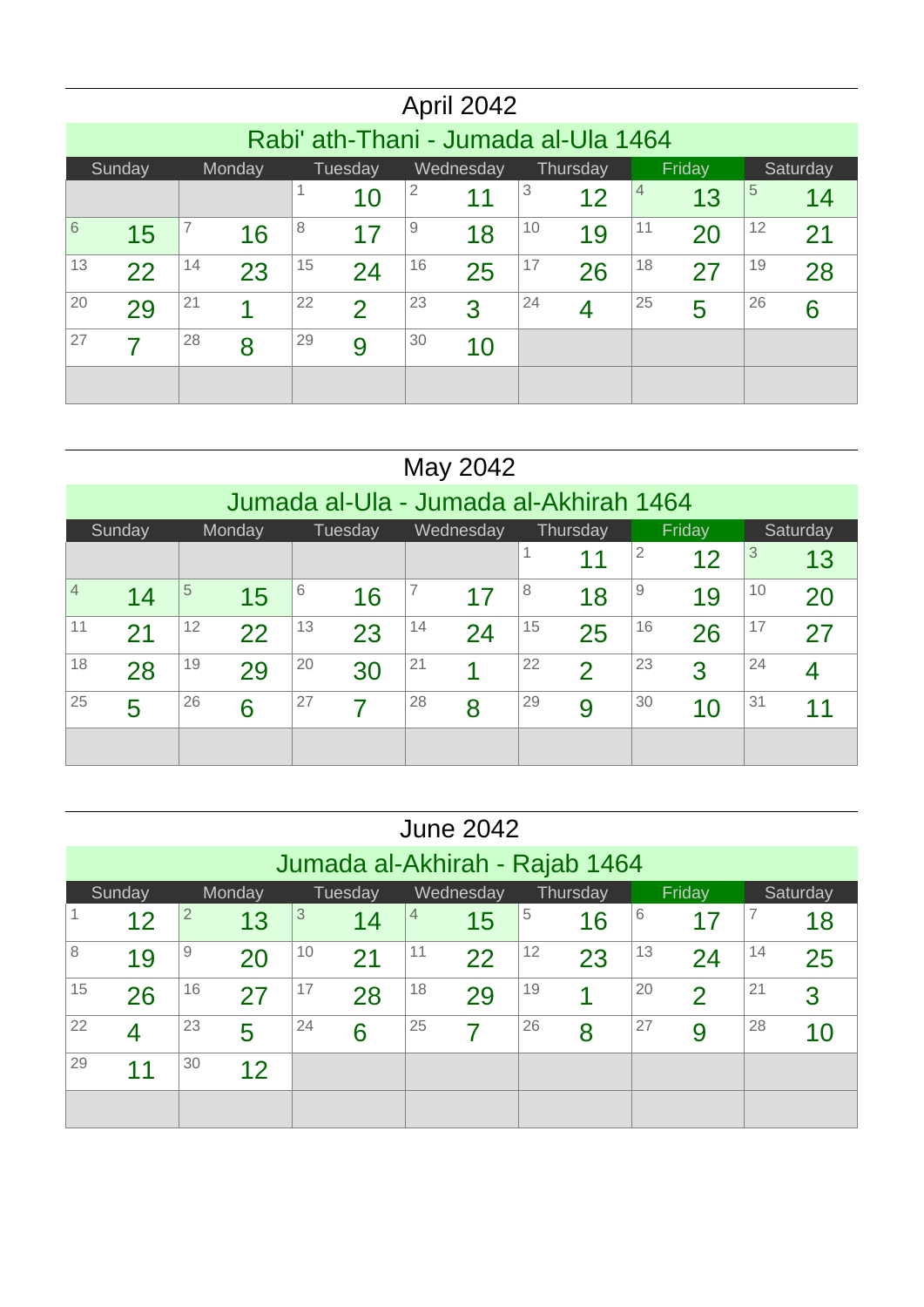## April 2042

### Rabi' ath-Thani - Jumada al-Ula 1464

| Sunday | Monday | Tuesday | Wednesday | Thursday | Friday | Saturday |
|---|---|---|---|---|---|---|
| | | 1 10 | 2 11 | 3 12 | 4 13 | 5 14 |
| 6 15 | 7 16 | 8 17 | 9 18 | 10 19 | 11 20 | 12 21 |
| 13 22 | 14 23 | 15 24 | 16 25 | 17 26 | 18 27 | 19 28 |
| 20 29 | 21 1 | 22 2 | 23 3 | 24 4 | 25 5 | 26 6 |
| 27 7 | 28 8 | 29 9 | 30 10 | | | |

## May 2042

### Jumada al-Ula - Jumada al-Akhirah 1464

| Sunday | Monday | Tuesday | Wednesday | Thursday | Friday | Saturday |
|---|---|---|---|---|---|---|
| | | | | 1 11 | 2 12 | 3 13 |
| 4 14 | 5 15 | 6 16 | 7 17 | 8 18 | 9 19 | 10 20 |
| 11 21 | 12 22 | 13 23 | 14 24 | 15 25 | 16 26 | 17 27 |
| 18 28 | 19 29 | 20 30 | 21 1 | 22 2 | 23 3 | 24 4 |
| 25 5 | 26 6 | 27 7 | 28 8 | 29 9 | 30 10 | 31 11 |

## June 2042

### Jumada al-Akhirah - Rajab 1464

| Sunday | Monday | Tuesday | Wednesday | Thursday | Friday | Saturday |
|---|---|---|---|---|---|---|
| 1 12 | 2 13 | 3 14 | 4 15 | 5 16 | 6 17 | 7 18 |
| 8 19 | 9 20 | 10 21 | 11 22 | 12 23 | 13 24 | 14 25 |
| 15 26 | 16 27 | 17 28 | 18 29 | 19 1 | 20 2 | 21 3 |
| 22 4 | 23 5 | 24 6 | 25 7 | 26 8 | 27 9 | 28 10 |
| 29 11 | 30 12 | | | | | |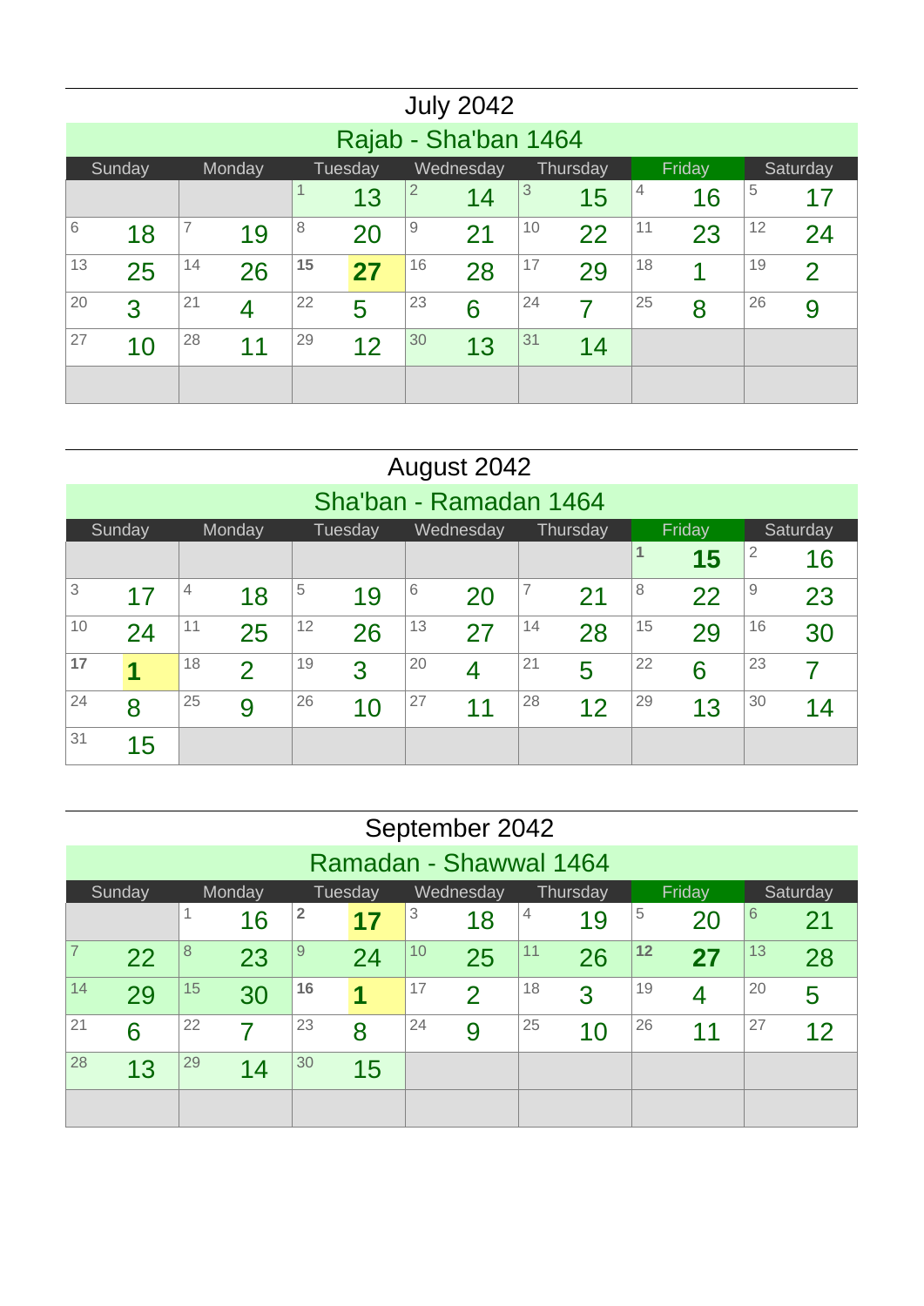# July 2042

## Rajab - Sha'ban 1464

| Sunday | Monday | Tuesday | Wednesday | Thursday | Friday | Saturday |
|---|---|---|---|---|---|---|
| | | 1 13 | 2 14 | 3 15 | 4 16 | 5 17 |
| 6 18 | 7 19 | 8 20 | 9 21 | 10 22 | 11 23 | 12 24 |
| 13 25 | 14 26 | **15** **27** | 16 28 | 17 29 | 18 1 | 19 2 |
| 20 3 | 21 4 | 22 5 | 23 6 | 24 7 | 25 8 | 26 9 |
| 27 10 | 28 11 | 29 12 | 30 13 | 31 14 | | |
| | | | | | | |

# August 2042

## Sha'ban - Ramadan 1464

| Sunday | Monday | Tuesday | Wednesday | Thursday | Friday | Saturday |
|---|---|---|---|---|---|---|
| | | | | | **1** **15** | 2 16 |
| 3 17 | 4 18 | 5 19 | 6 20 | 7 21 | 8 22 | 9 23 |
| 10 24 | 11 25 | 12 26 | 13 27 | 14 28 | 15 29 | 16 30 |
| **17** **1** | 18 2 | 19 3 | 20 4 | 21 5 | 22 6 | 23 7 |
| 24 8 | 25 9 | 26 10 | 27 11 | 28 12 | 29 13 | 30 14 |
| 31 15 | | | | | | |

# September 2042

## Ramadan - Shawwal 1464

| Sunday | Monday | Tuesday | Wednesday | Thursday | Friday | Saturday |
|---|---|---|---|---|---|---|
| | 1 16 | **2** **17** | 3 18 | 4 19 | 5 20 | 6 21 |
| 7 22 | 8 23 | 9 24 | 10 25 | 11 26 | **12** **27** | 13 28 |
| 14 29 | 15 30 | **16** **1** | 17 2 | 18 3 | 19 4 | 20 5 |
| 21 6 | 22 7 | 23 8 | 24 9 | 25 10 | 26 11 | 27 12 |
| 28 13 | 29 14 | 30 15 | | | | |
| | | | | | | |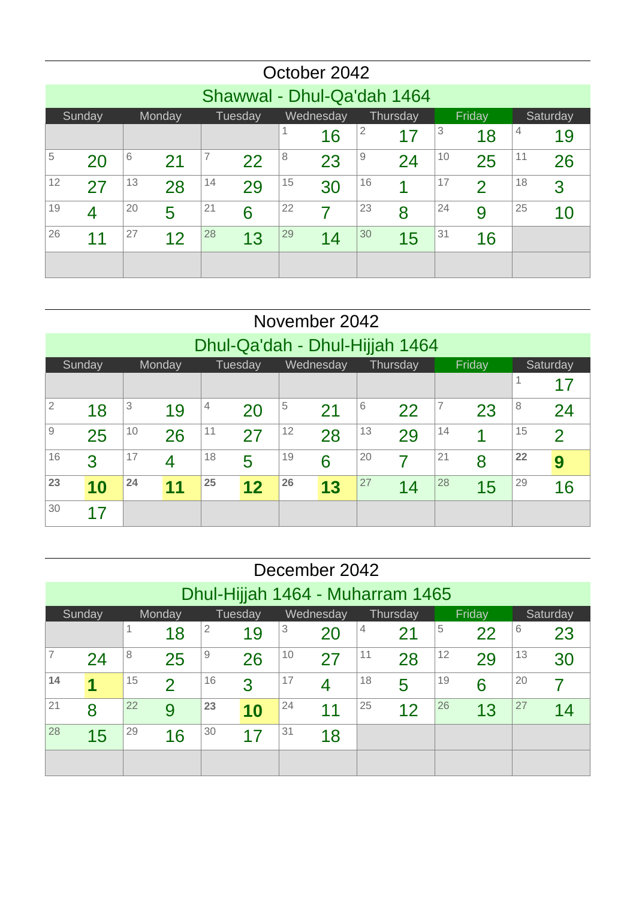## October 2042

### Shawwal - Dhul-Qa'dah 1464

| Sunday | Monday | Tuesday | Wednesday | Thursday | Friday | Saturday |
|---|---|---|---|---|---|---|
| | | | 1 16 | 2 17 | 3 18 | 4 19 |
| 5 20 | 6 21 | 7 22 | 8 23 | 9 24 | 10 25 | 11 26 |
| 12 27 | 13 28 | 14 29 | 15 30 | 16 1 | 17 2 | 18 3 |
| 19 4 | 20 5 | 21 6 | 22 7 | 23 8 | 24 9 | 25 10 |
| 26 11 | 27 12 | 28 13 | 29 14 | 30 15 | 31 16 | |

## November 2042

### Dhul-Qa'dah - Dhul-Hijjah 1464

| Sunday | Monday | Tuesday | Wednesday | Thursday | Friday | Saturday |
|---|---|---|---|---|---|---|
| | | | | | | 1 17 |
| 2 18 | 3 19 | 4 20 | 5 21 | 6 22 | 7 23 | 8 24 |
| 9 25 | 10 26 | 11 27 | 12 28 | 13 29 | 14 1 | 15 2 |
| 16 3 | 17 4 | 18 5 | 19 6 | 20 7 | 21 8 | **22** **9** |
| **23** **10** | **24** **11** | **25** **12** | **26** **13** | 27 14 | 28 15 | 29 16 |
| 30 17 | | | | | | |

## December 2042

### Dhul-Hijjah 1464 - Muharram 1465

| Sunday | Monday | Tuesday | Wednesday | Thursday | Friday | Saturday |
|---|---|---|---|---|---|---|
| | 1 18 | 2 19 | 3 20 | 4 21 | 5 22 | 6 23 |
| 7 24 | 8 25 | 9 26 | 10 27 | 11 28 | 12 29 | 13 30 |
| **14** **1** | 15 2 | 16 3 | 17 4 | 18 5 | 19 6 | 20 7 |
| 21 8 | 22 9 | **23** **10** | 24 11 | 25 12 | 26 13 | 27 14 |
| 28 15 | 29 16 | 30 17 | 31 18 | | | |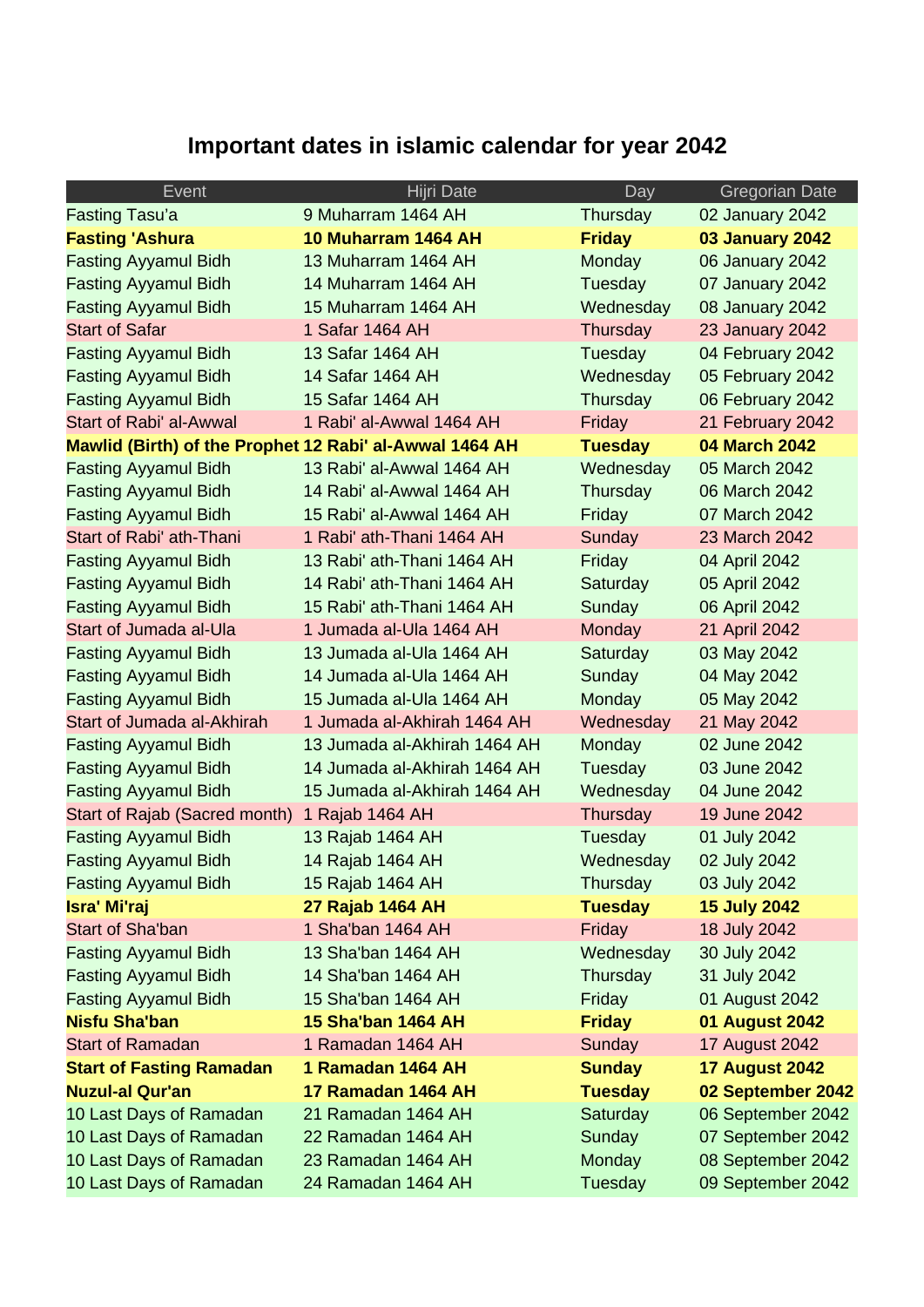# Important dates in islamic calendar for year 2042

| Event | Hijri Date | Day | Gregorian Date |
|---|---|---|---|
| Fasting Tasu'a | 9 Muharram 1464 AH | Thursday | 02 January 2042 |
| **Fasting 'Ashura** | **10 Muharram 1464 AH** | **Friday** | **03 January 2042** |
| Fasting Ayyamul Bidh | 13 Muharram 1464 AH | Monday | 06 January 2042 |
| Fasting Ayyamul Bidh | 14 Muharram 1464 AH | Tuesday | 07 January 2042 |
| Fasting Ayyamul Bidh | 15 Muharram 1464 AH | Wednesday | 08 January 2042 |
| Start of Safar | 1 Safar 1464 AH | Thursday | 23 January 2042 |
| Fasting Ayyamul Bidh | 13 Safar 1464 AH | Tuesday | 04 February 2042 |
| Fasting Ayyamul Bidh | 14 Safar 1464 AH | Wednesday | 05 February 2042 |
| Fasting Ayyamul Bidh | 15 Safar 1464 AH | Thursday | 06 February 2042 |
| Start of Rabi' al-Awwal | 1 Rabi' al-Awwal 1464 AH | Friday | 21 February 2042 |
| **Mawlid (Birth) of the Prophet** | **12 Rabi' al-Awwal 1464 AH** | **Tuesday** | **04 March 2042** |
| Fasting Ayyamul Bidh | 13 Rabi' al-Awwal 1464 AH | Wednesday | 05 March 2042 |
| Fasting Ayyamul Bidh | 14 Rabi' al-Awwal 1464 AH | Thursday | 06 March 2042 |
| Fasting Ayyamul Bidh | 15 Rabi' al-Awwal 1464 AH | Friday | 07 March 2042 |
| Start of Rabi' ath-Thani | 1 Rabi' ath-Thani 1464 AH | Sunday | 23 March 2042 |
| Fasting Ayyamul Bidh | 13 Rabi' ath-Thani 1464 AH | Friday | 04 April 2042 |
| Fasting Ayyamul Bidh | 14 Rabi' ath-Thani 1464 AH | Saturday | 05 April 2042 |
| Fasting Ayyamul Bidh | 15 Rabi' ath-Thani 1464 AH | Sunday | 06 April 2042 |
| Start of Jumada al-Ula | 1 Jumada al-Ula 1464 AH | Monday | 21 April 2042 |
| Fasting Ayyamul Bidh | 13 Jumada al-Ula 1464 AH | Saturday | 03 May 2042 |
| Fasting Ayyamul Bidh | 14 Jumada al-Ula 1464 AH | Sunday | 04 May 2042 |
| Fasting Ayyamul Bidh | 15 Jumada al-Ula 1464 AH | Monday | 05 May 2042 |
| Start of Jumada al-Akhirah | 1 Jumada al-Akhirah 1464 AH | Wednesday | 21 May 2042 |
| Fasting Ayyamul Bidh | 13 Jumada al-Akhirah 1464 AH | Monday | 02 June 2042 |
| Fasting Ayyamul Bidh | 14 Jumada al-Akhirah 1464 AH | Tuesday | 03 June 2042 |
| Fasting Ayyamul Bidh | 15 Jumada al-Akhirah 1464 AH | Wednesday | 04 June 2042 |
| Start of Rajab (Sacred month) | 1 Rajab 1464 AH | Thursday | 19 June 2042 |
| Fasting Ayyamul Bidh | 13 Rajab 1464 AH | Tuesday | 01 July 2042 |
| Fasting Ayyamul Bidh | 14 Rajab 1464 AH | Wednesday | 02 July 2042 |
| Fasting Ayyamul Bidh | 15 Rajab 1464 AH | Thursday | 03 July 2042 |
| **Isra' Mi'raj** | **27 Rajab 1464 AH** | **Tuesday** | **15 July 2042** |
| Start of Sha'ban | 1 Sha'ban 1464 AH | Friday | 18 July 2042 |
| Fasting Ayyamul Bidh | 13 Sha'ban 1464 AH | Wednesday | 30 July 2042 |
| Fasting Ayyamul Bidh | 14 Sha'ban 1464 AH | Thursday | 31 July 2042 |
| Fasting Ayyamul Bidh | 15 Sha'ban 1464 AH | Friday | 01 August 2042 |
| **Nisfu Sha'ban** | **15 Sha'ban 1464 AH** | **Friday** | **01 August 2042** |
| Start of Ramadan | 1 Ramadan 1464 AH | Sunday | 17 August 2042 |
| **Start of Fasting Ramadan** | **1 Ramadan 1464 AH** | **Sunday** | **17 August 2042** |
| **Nuzul-al Qur'an** | **17 Ramadan 1464 AH** | **Tuesday** | **02 September 2042** |
| 10 Last Days of Ramadan | 21 Ramadan 1464 AH | Saturday | 06 September 2042 |
| 10 Last Days of Ramadan | 22 Ramadan 1464 AH | Sunday | 07 September 2042 |
| 10 Last Days of Ramadan | 23 Ramadan 1464 AH | Monday | 08 September 2042 |
| 10 Last Days of Ramadan | 24 Ramadan 1464 AH | Tuesday | 09 September 2042 |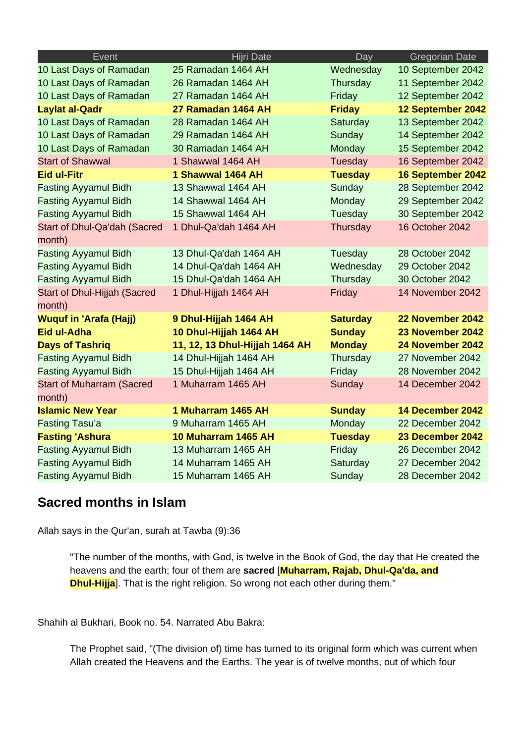| Event | Hijri Date | Day | Gregorian Date |
| --- | --- | --- | --- |
| 10 Last Days of Ramadan | 25 Ramadan 1464 AH | Wednesday | 10 September 2042 |
| 10 Last Days of Ramadan | 26 Ramadan 1464 AH | Thursday | 11 September 2042 |
| 10 Last Days of Ramadan | 27 Ramadan 1464 AH | Friday | 12 September 2042 |
| **Laylat al-Qadr** | **27 Ramadan 1464 AH** | **Friday** | **12 September 2042** |
| 10 Last Days of Ramadan | 28 Ramadan 1464 AH | Saturday | 13 September 2042 |
| 10 Last Days of Ramadan | 29 Ramadan 1464 AH | Sunday | 14 September 2042 |
| 10 Last Days of Ramadan | 30 Ramadan 1464 AH | Monday | 15 September 2042 |
| Start of Shawwal | 1 Shawwal 1464 AH | Tuesday | 16 September 2042 |
| **Eid ul-Fitr** | **1 Shawwal 1464 AH** | **Tuesday** | **16 September 2042** |
| Fasting Ayyamul Bidh | 13 Shawwal 1464 AH | Sunday | 28 September 2042 |
| Fasting Ayyamul Bidh | 14 Shawwal 1464 AH | Monday | 29 September 2042 |
| Fasting Ayyamul Bidh | 15 Shawwal 1464 AH | Tuesday | 30 September 2042 |
| Start of Dhul-Qa'dah (Sacred month) | 1 Dhul-Qa'dah 1464 AH | Thursday | 16 October 2042 |
| Fasting Ayyamul Bidh | 13 Dhul-Qa'dah 1464 AH | Tuesday | 28 October 2042 |
| Fasting Ayyamul Bidh | 14 Dhul-Qa'dah 1464 AH | Wednesday | 29 October 2042 |
| Fasting Ayyamul Bidh | 15 Dhul-Qa'dah 1464 AH | Thursday | 30 October 2042 |
| Start of Dhul-Hijjah (Sacred month) | 1 Dhul-Hijjah 1464 AH | Friday | 14 November 2042 |
| **Wuquf in 'Arafa (Hajj)** | **9 Dhul-Hijjah 1464 AH** | **Saturday** | **22 November 2042** |
| **Eid ul-Adha** | **10 Dhul-Hijjah 1464 AH** | **Sunday** | **23 November 2042** |
| **Days of Tashriq** | **11, 12, 13 Dhul-Hijjah 1464 AH** | **Monday** | **24 November 2042** |
| Fasting Ayyamul Bidh | 14 Dhul-Hijjah 1464 AH | Thursday | 27 November 2042 |
| Fasting Ayyamul Bidh | 15 Dhul-Hijjah 1464 AH | Friday | 28 November 2042 |
| Start of Muharram (Sacred month) | 1 Muharram 1465 AH | Sunday | 14 December 2042 |
| **Islamic New Year** | **1 Muharram 1465 AH** | **Sunday** | **14 December 2042** |
| Fasting Tasu'a | 9 Muharram 1465 AH | Monday | 22 December 2042 |
| **Fasting 'Ashura** | **10 Muharram 1465 AH** | **Tuesday** | **23 December 2042** |
| Fasting Ayyamul Bidh | 13 Muharram 1465 AH | Friday | 26 December 2042 |
| Fasting Ayyamul Bidh | 14 Muharram 1465 AH | Saturday | 27 December 2042 |
| Fasting Ayyamul Bidh | 15 Muharram 1465 AH | Sunday | 28 December 2042 |

## Sacred months in Islam

Allah says in the Qur'an, surah at Tawba (9):36

> "The number of the months, with God, is twelve in the Book of God, the day that He created the heavens and the earth; four of them are **sacred** [**Muharram, Rajab, Dhul-Qa'da, and Dhul-Hijja**]. That is the right religion. So wrong not each other during them."

Shahih al Bukhari, Book no. 54. Narrated Abu Bakra:

> The Prophet said, "(The division of) time has turned to its original form which was current when Allah created the Heavens and the Earths. The year is of twelve months, out of which four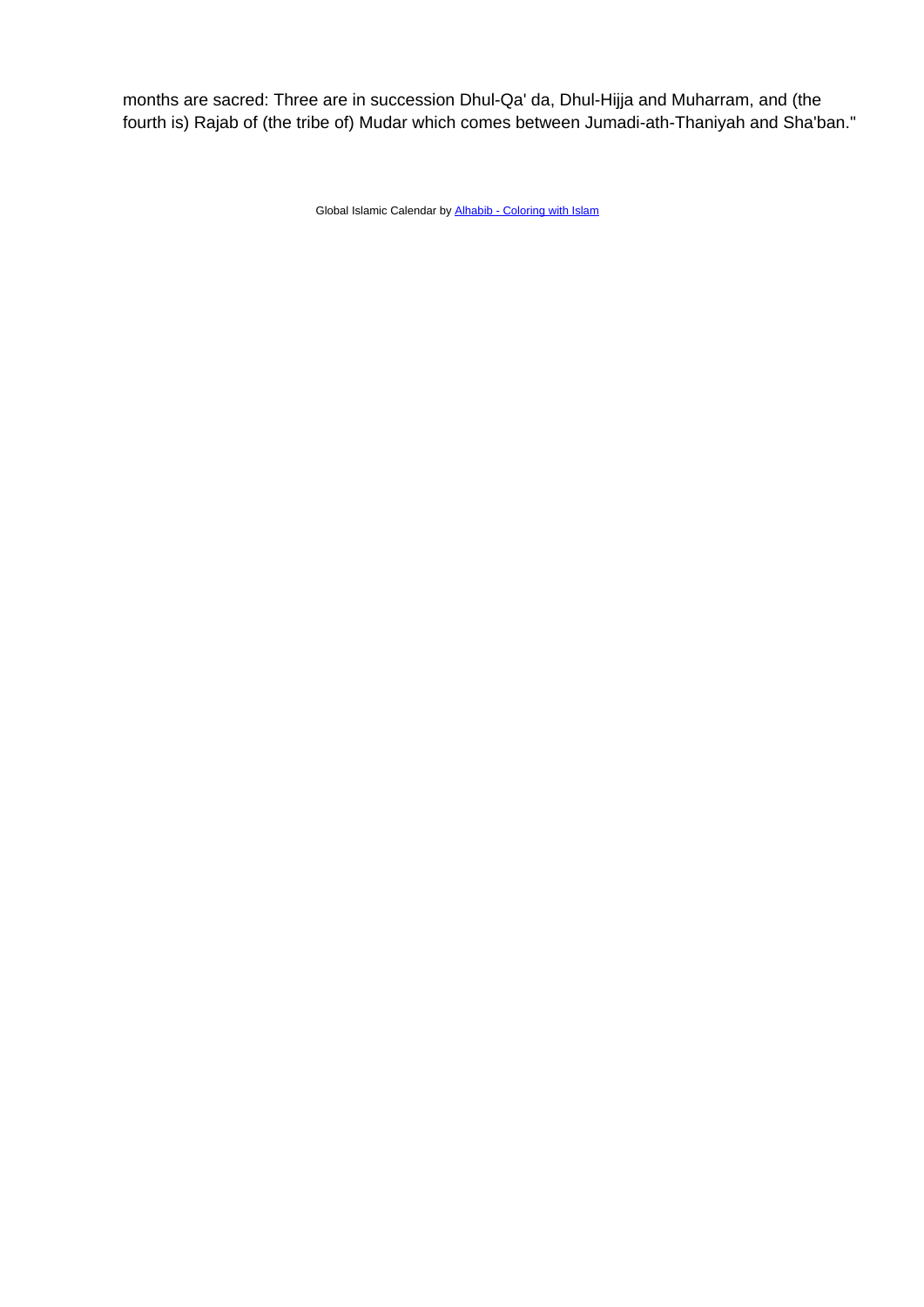months are sacred: Three are in succession Dhul-Qa' da, Dhul-Hijja and Muharram, and (the fourth is) Rajab of (the tribe of) Mudar which comes between Jumadi-ath-Thaniyah and Sha'ban."

Global Islamic Calendar by [Alhabib - Coloring with Islam]